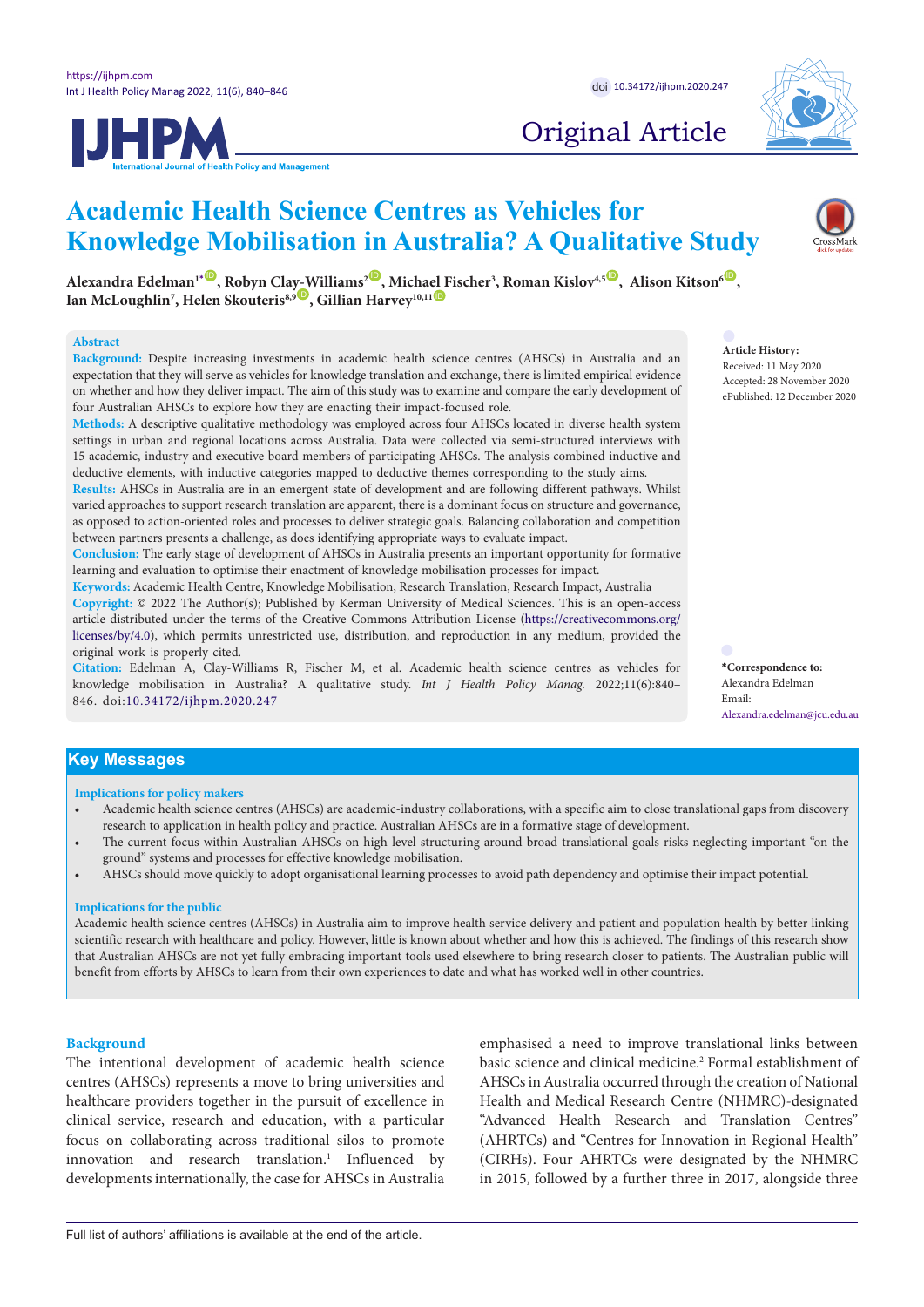Original Article

# Academic Health Science Centres as Vehicles for Knowledge Mobilisation in Australia? A Qualitative Study

**Alexandra Edelman[1*], Robyn Clay-Williams[2], Michael Fischer[3], Roman Kislov[4,5], Alison Kitson[6], Ian McLoughlin[7], Helen Skouteris[8,9], Gillian Harvey[10,11]**

## Abstract

**Background:** Despite increasing investments in academic health science centres (AHSCs) in Australia and an expectation that they will serve as vehicles for knowledge translation and exchange, there is limited empirical evidence on whether and how they deliver impact. The aim of this study was to examine and compare the early development of four Australian AHSCs to explore how they are enacting their impact-focused role.

**Methods:** A descriptive qualitative methodology was employed across four AHSCs located in diverse health system settings in urban and regional locations across Australia. Data were collected via semi-structured interviews with 15 academic, industry and executive board members of participating AHSCs. The analysis combined inductive and deductive elements, with inductive categories mapped to deductive themes corresponding to the study aims.

**Results:** AHSCs in Australia are in an emergent state of development and are following different pathways. Whilst varied approaches to support research translation are apparent, there is a dominant focus on structure and governance, as opposed to action-oriented roles and processes to deliver strategic goals. Balancing collaboration and competition between partners presents a challenge, as does identifying appropriate ways to evaluate impact.

**Conclusion:** The early stage of development of AHSCs in Australia presents an important opportunity for formative learning and evaluation to optimise their enactment of knowledge mobilisation processes for impact.

**Keywords:** Academic Health Centre, Knowledge Mobilisation, Research Translation, Research Impact, Australia

**Copyright:** © 2022 The Author(s); Published by Kerman University of Medical Sciences. This is an open-access article distributed under the terms of the Creative Commons Attribution License (https://creativecommons.org/licenses/by/4.0), which permits unrestricted use, distribution, and reproduction in any medium, provided the original work is properly cited.

**Citation:** Edelman A, Clay-Williams R, Fischer M, et al. Academic health science centres as vehicles for knowledge mobilisation in Australia? A qualitative study. *Int J Health Policy Manag.* 2022;11(6):840–846. doi:10.34172/ijhpm.2020.247

**Article History:**
Received: 11 May 2020
Accepted: 28 November 2020
ePublished: 12 December 2020

**\*Correspondence to:**
Alexandra Edelman
Email: Alexandra.edelman@jcu.edu.au

## Key Messages

**Implications for policy makers**

- Academic health science centres (AHSCs) are academic-industry collaborations, with a specific aim to close translational gaps from discovery research to application in health policy and practice. Australian AHSCs are in a formative stage of development.
- The current focus within Australian AHSCs on high-level structuring around broad translational goals risks neglecting important "on the ground" systems and processes for effective knowledge mobilisation.
- AHSCs should move quickly to adopt organisational learning processes to avoid path dependency and optimise their impact potential.

**Implications for the public**

Academic health science centres (AHSCs) in Australia aim to improve health service delivery and patient and population health by better linking scientific research with healthcare and policy. However, little is known about whether and how this is achieved. The findings of this research show that Australian AHSCs are not yet fully embracing important tools used elsewhere to bring research closer to patients. The Australian public will benefit from efforts by AHSCs to learn from their own experiences to date and what has worked well in other countries.

## Background

The intentional development of academic health science centres (AHSCs) represents a move to bring universities and healthcare providers together in the pursuit of excellence in clinical service, research and education, with a particular focus on collaborating across traditional silos to promote innovation and research translation.[1] Influenced by developments internationally, the case for AHSCs in Australia emphasised a need to improve translational links between basic science and clinical medicine.[2] Formal establishment of AHSCs in Australia occurred through the creation of National Health and Medical Research Centre (NHMRC)-designated "Advanced Health Research and Translation Centres" (AHRTCs) and "Centres for Innovation in Regional Health" (CIRHs). Four AHRTCs were designated by the NHMRC in 2015, followed by a further three in 2017, alongside three

Full list of authors' affiliations is available at the end of the article.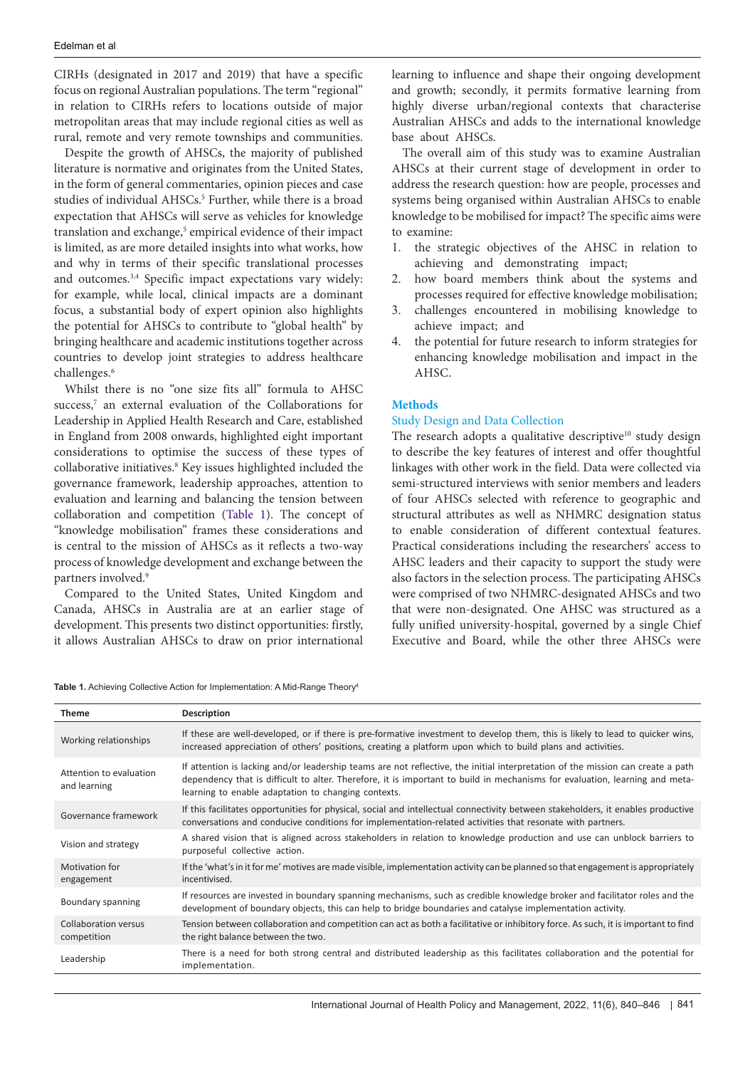CIRHs (designated in 2017 and 2019) that have a specific focus on regional Australian populations. The term "regional" in relation to CIRHs refers to locations outside of major metropolitan areas that may include regional cities as well as rural, remote and very remote townships and communities.

Despite the growth of AHSCs, the majority of published literature is normative and originates from the United States, in the form of general commentaries, opinion pieces and case studies of individual AHSCs.[5] Further, while there is a broad expectation that AHSCs will serve as vehicles for knowledge translation and exchange,[5] empirical evidence of their impact is limited, as are more detailed insights into what works, how and why in terms of their specific translational processes and outcomes.[3,4] Specific impact expectations vary widely: for example, while local, clinical impacts are a dominant focus, a substantial body of expert opinion also highlights the potential for AHSCs to contribute to "global health" by bringing healthcare and academic institutions together across countries to develop joint strategies to address healthcare challenges.[6]

Whilst there is no "one size fits all" formula to AHSC success,[7] an external evaluation of the Collaborations for Leadership in Applied Health Research and Care, established in England from 2008 onwards, highlighted eight important considerations to optimise the success of these types of collaborative initiatives.[8] Key issues highlighted included the governance framework, leadership approaches, attention to evaluation and learning and balancing the tension between collaboration and competition (Table 1). The concept of "knowledge mobilisation" frames these considerations and is central to the mission of AHSCs as it reflects a two-way process of knowledge development and exchange between the partners involved.[9]

Compared to the United States, United Kingdom and Canada, AHSCs in Australia are at an earlier stage of development. This presents two distinct opportunities: firstly, it allows Australian AHSCs to draw on prior international learning to influence and shape their ongoing development and growth; secondly, it permits formative learning from highly diverse urban/regional contexts that characterise Australian AHSCs and adds to the international knowledge base about AHSCs.

The overall aim of this study was to examine Australian AHSCs at their current stage of development in order to address the research question: how are people, processes and systems being organised within Australian AHSCs to enable knowledge to be mobilised for impact? The specific aims were to examine:

1. the strategic objectives of the AHSC in relation to achieving and demonstrating impact;
2. how board members think about the systems and processes required for effective knowledge mobilisation;
3. challenges encountered in mobilising knowledge to achieve impact; and
4. the potential for future research to inform strategies for enhancing knowledge mobilisation and impact in the AHSC.

## Methods

### Study Design and Data Collection

The research adopts a qualitative descriptive[10] study design to describe the key features of interest and offer thoughtful linkages with other work in the field. Data were collected via semi-structured interviews with senior members and leaders of four AHSCs selected with reference to geographic and structural attributes as well as NHMRC designation status to enable consideration of different contextual features. Practical considerations including the researchers' access to AHSC leaders and their capacity to support the study were also factors in the selection process. The participating AHSCs were comprised of two NHMRC-designated AHSCs and two that were non-designated. One AHSC was structured as a fully unified university-hospital, governed by a single Chief Executive and Board, while the other three AHSCs were

**Table 1.** Achieving Collective Action for Implementation: A Mid-Range Theory[4]

| Theme | Description |
|---|---|
| Working relationships | If these are well-developed, or if there is pre-formative investment to develop them, this is likely to lead to quicker wins, increased appreciation of others' positions, creating a platform upon which to build plans and activities. |
| Attention to evaluation and learning | If attention is lacking and/or leadership teams are not reflective, the initial interpretation of the mission can create a path dependency that is difficult to alter. Therefore, it is important to build in mechanisms for evaluation, learning and meta-learning to enable adaptation to changing contexts. |
| Governance framework | If this facilitates opportunities for physical, social and intellectual connectivity between stakeholders, it enables productive conversations and conducive conditions for implementation-related activities that resonate with partners. |
| Vision and strategy | A shared vision that is aligned across stakeholders in relation to knowledge production and use can unblock barriers to purposeful collective action. |
| Motivation for engagement | If the 'what's in it for me' motives are made visible, implementation activity can be planned so that engagement is appropriately incentivised. |
| Boundary spanning | If resources are invested in boundary spanning mechanisms, such as credible knowledge broker and facilitator roles and the development of boundary objects, this can help to bridge boundaries and catalyse implementation activity. |
| Collaboration versus competition | Tension between collaboration and competition can act as both a facilitative or inhibitory force. As such, it is important to find the right balance between the two. |
| Leadership | There is a need for both strong central and distributed leadership as this facilitates collaboration and the potential for implementation. |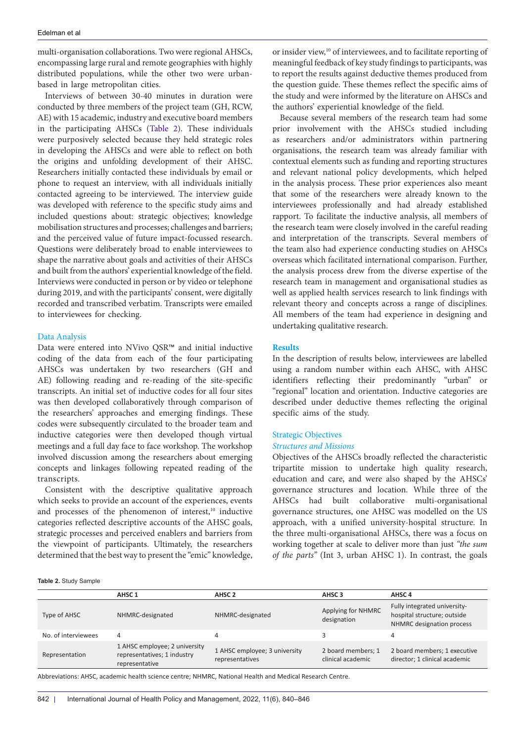multi-organisation collaborations. Two were regional AHSCs, encompassing large rural and remote geographies with highly distributed populations, while the other two were urban-based in large metropolitan cities.

Interviews of between 30-40 minutes in duration were conducted by three members of the project team (GH, RCW, AE) with 15 academic, industry and executive board members in the participating AHSCs (Table 2). These individuals were purposively selected because they held strategic roles in developing the AHSCs and were able to reflect on both the origins and unfolding development of their AHSC. Researchers initially contacted these individuals by email or phone to request an interview, with all individuals initially contacted agreeing to be interviewed. The interview guide was developed with reference to the specific study aims and included questions about: strategic objectives; knowledge mobilisation structures and processes; challenges and barriers; and the perceived value of future impact-focussed research. Questions were deliberately broad to enable interviewees to shape the narrative about goals and activities of their AHSCs and built from the authors' experiential knowledge of the field. Interviews were conducted in person or by video or telephone during 2019, and with the participants' consent, were digitally recorded and transcribed verbatim. Transcripts were emailed to interviewees for checking.

### Data Analysis

Data were entered into NVivo QSR™ and initial inductive coding of the data from each of the four participating AHSCs was undertaken by two researchers (GH and AE) following reading and re-reading of the site-specific transcripts. An initial set of inductive codes for all four sites was then developed collaboratively through comparison of the researchers' approaches and emerging findings. These codes were subsequently circulated to the broader team and inductive categories were then developed though virtual meetings and a full day face to face workshop. The workshop involved discussion among the researchers about emerging concepts and linkages following repeated reading of the transcripts.

Consistent with the descriptive qualitative approach which seeks to provide an account of the experiences, events and processes of the phenomenon of interest,[10] inductive categories reflected descriptive accounts of the AHSC goals, strategic processes and perceived enablers and barriers from the viewpoint of participants. Ultimately, the researchers determined that the best way to present the "emic" knowledge, or insider view,[10] of interviewees, and to facilitate reporting of meaningful feedback of key study findings to participants, was to report the results against deductive themes produced from the question guide. These themes reflect the specific aims of the study and were informed by the literature on AHSCs and the authors' experiential knowledge of the field.

Because several members of the research team had some prior involvement with the AHSCs studied including as researchers and/or administrators within partnering organisations, the research team was already familiar with contextual elements such as funding and reporting structures and relevant national policy developments, which helped in the analysis process. These prior experiences also meant that some of the researchers were already known to the interviewees professionally and had already established rapport. To facilitate the inductive analysis, all members of the research team were closely involved in the careful reading and interpretation of the transcripts. Several members of the team also had experience conducting studies on AHSCs overseas which facilitated international comparison. Further, the analysis process drew from the diverse expertise of the research team in management and organisational studies as well as applied health services research to link findings with relevant theory and concepts across a range of disciplines. All members of the team had experience in designing and undertaking qualitative research.

## Results

In the description of results below, interviewees are labelled using a random number within each AHSC, with AHSC identifiers reflecting their predominantly "urban" or "regional" location and orientation. Inductive categories are described under deductive themes reflecting the original specific aims of the study.

### Strategic Objectives

#### *Structures and Missions*

Objectives of the AHSCs broadly reflected the characteristic tripartite mission to undertake high quality research, education and care, and were also shaped by the AHSCs' governance structures and location. While three of the AHSCs had built collaborative multi-organisational governance structures, one AHSC was modelled on the US approach, with a unified university-hospital structure. In the three multi-organisational AHSCs, there was a focus on working together at scale to deliver more than just *"the sum of the parts"* (Int 3, urban AHSC 1). In contrast, the goals

**Table 2.** Study Sample

| | AHSC 1 | AHSC 2 | AHSC 3 | AHSC 4 |
|---|---|---|---|---|
| Type of AHSC | NHMRC-designated | NHMRC-designated | Applying for NHMRC designation | Fully integrated university-hospital structure; outside NHMRC designation process |
| No. of interviewees | 4 | 4 | 3 | 4 |
| Representation | 1 AHSC employee; 2 university representatives; 1 industry representative | 1 AHSC employee; 3 university representatives | 2 board members; 1 clinical academic | 2 board members; 1 executive director; 1 clinical academic |

Abbreviations: AHSC, academic health science centre; NHMRC, National Health and Medical Research Centre.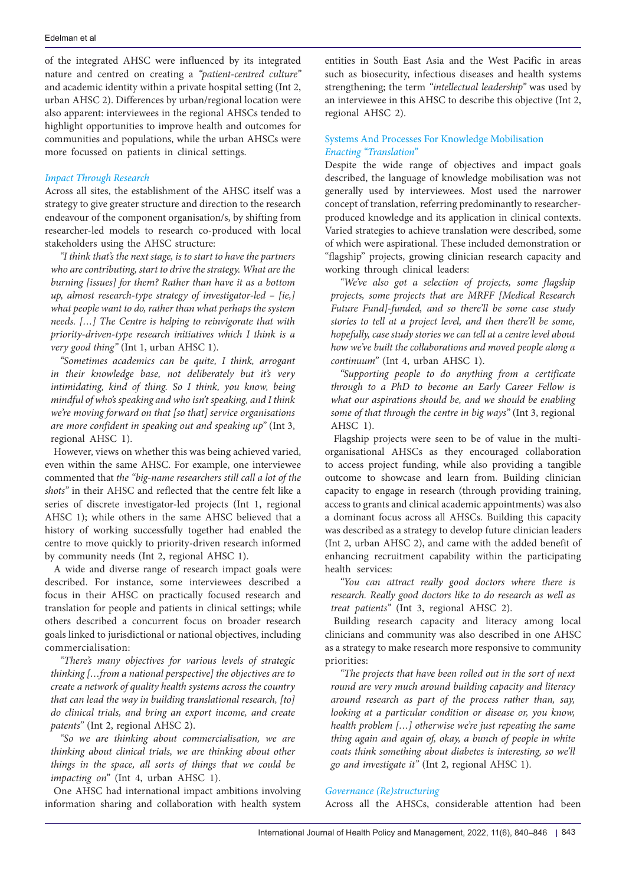of the integrated AHSC were influenced by its integrated nature and centred on creating a *"patient-centred culture"* and academic identity within a private hospital setting (Int 2, urban AHSC 2). Differences by urban/regional location were also apparent: interviewees in the regional AHSCs tended to highlight opportunities to improve health and outcomes for communities and populations, while the urban AHSCs were more focussed on patients in clinical settings.

### *Impact Through Research*

Across all sites, the establishment of the AHSC itself was a strategy to give greater structure and direction to the research endeavour of the component organisation/s, by shifting from researcher-led models to research co-produced with local stakeholders using the AHSC structure:

*"I think that's the next stage, is to start to have the partners who are contributing, start to drive the strategy. What are the burning [issues] for them? Rather than have it as a bottom up, almost research-type strategy of investigator-led – [ie,] what people want to do, rather than what perhaps the system needs. […] The Centre is helping to reinvigorate that with priority-driven-type research initiatives which I think is a very good thing"* (Int 1, urban AHSC 1).

*"Sometimes academics can be quite, I think, arrogant in their knowledge base, not deliberately but it's very intimidating, kind of thing. So I think, you know, being mindful of who's speaking and who isn't speaking, and I think we're moving forward on that [so that] service organisations are more confident in speaking out and speaking up"* (Int 3, regional AHSC 1).

However, views on whether this was being achieved varied, even within the same AHSC. For example, one interviewee commented that *the "big-name researchers still call a lot of the shots"* in their AHSC and reflected that the centre felt like a series of discrete investigator-led projects (Int 1, regional AHSC 1); while others in the same AHSC believed that a history of working successfully together had enabled the centre to move quickly to priority-driven research informed by community needs (Int 2, regional AHSC 1).

A wide and diverse range of research impact goals were described. For instance, some interviewees described a focus in their AHSC on practically focused research and translation for people and patients in clinical settings; while others described a concurrent focus on broader research goals linked to jurisdictional or national objectives, including commercialisation:

*"There's many objectives for various levels of strategic thinking […from a national perspective] the objectives are to create a network of quality health systems across the country that can lead the way in building translational research, [to] do clinical trials, and bring an export income, and create patents"* (Int 2, regional AHSC 2).

*"So we are thinking about commercialisation, we are thinking about clinical trials, we are thinking about other things in the space, all sorts of things that we could be impacting on"* (Int 4, urban AHSC 1).

One AHSC had international impact ambitions involving information sharing and collaboration with health system entities in South East Asia and the West Pacific in areas such as biosecurity, infectious diseases and health systems strengthening; the term *"intellectual leadership"* was used by an interviewee in this AHSC to describe this objective (Int 2, regional AHSC 2).

## Systems And Processes For Knowledge Mobilisation

### *Enacting "Translation"*

Despite the wide range of objectives and impact goals described, the language of knowledge mobilisation was not generally used by interviewees. Most used the narrower concept of translation, referring predominantly to researcher-produced knowledge and its application in clinical contexts. Varied strategies to achieve translation were described, some of which were aspirational. These included demonstration or "flagship" projects, growing clinician research capacity and working through clinical leaders:

*"We've also got a selection of projects, some flagship projects, some projects that are MRFF [Medical Research Future Fund]-funded, and so there'll be some case study stories to tell at a project level, and then there'll be some, hopefully, case study stories we can tell at a centre level about how we've built the collaborations and moved people along a continuum"* (Int 4, urban AHSC 1).

*"Supporting people to do anything from a certificate through to a PhD to become an Early Career Fellow is what our aspirations should be, and we should be enabling some of that through the centre in big ways"* (Int 3, regional AHSC 1).

Flagship projects were seen to be of value in the multi-organisational AHSCs as they encouraged collaboration to access project funding, while also providing a tangible outcome to showcase and learn from. Building clinician capacity to engage in research (through providing training, access to grants and clinical academic appointments) was also a dominant focus across all AHSCs. Building this capacity was described as a strategy to develop future clinician leaders (Int 2, urban AHSC 2), and came with the added benefit of enhancing recruitment capability within the participating health services:

*"You can attract really good doctors where there is research. Really good doctors like to do research as well as treat patients"* (Int 3, regional AHSC 2).

Building research capacity and literacy among local clinicians and community was also described in one AHSC as a strategy to make research more responsive to community priorities:

*"The projects that have been rolled out in the sort of next round are very much around building capacity and literacy around research as part of the process rather than, say, looking at a particular condition or disease or, you know, health problem […] otherwise we're just repeating the same thing again and again of, okay, a bunch of people in white coats think something about diabetes is interesting, so we'll go and investigate it"* (Int 2, regional AHSC 1).

### *Governance (Re)structuring*

Across all the AHSCs, considerable attention had been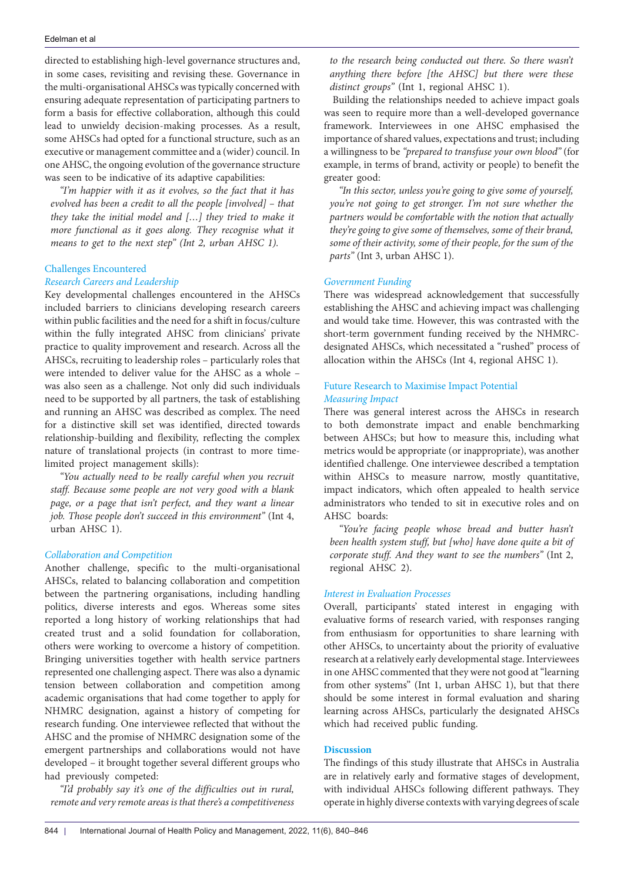directed to establishing high-level governance structures and, in some cases, revisiting and revising these. Governance in the multi-organisational AHSCs was typically concerned with ensuring adequate representation of participating partners to form a basis for effective collaboration, although this could lead to unwieldy decision-making processes. As a result, some AHSCs had opted for a functional structure, such as an executive or management committee and a (wider) council. In one AHSC, the ongoing evolution of the governance structure was seen to be indicative of its adaptive capabilities:

*"I'm happier with it as it evolves, so the fact that it has evolved has been a credit to all the people [involved] – that they take the initial model and […] they tried to make it more functional as it goes along. They recognise what it means to get to the next step" (Int 2, urban AHSC 1).*

### Challenges Encountered

#### *Research Careers and Leadership*

Key developmental challenges encountered in the AHSCs included barriers to clinicians developing research careers within public facilities and the need for a shift in focus/culture within the fully integrated AHSC from clinicians' private practice to quality improvement and research. Across all the AHSCs, recruiting to leadership roles – particularly roles that were intended to deliver value for the AHSC as a whole – was also seen as a challenge. Not only did such individuals need to be supported by all partners, the task of establishing and running an AHSC was described as complex. The need for a distinctive skill set was identified, directed towards relationship-building and flexibility, reflecting the complex nature of translational projects (in contrast to more time-limited project management skills):

*"You actually need to be really careful when you recruit staff. Because some people are not very good with a blank page, or a page that isn't perfect, and they want a linear job. Those people don't succeed in this environment"* (Int 4, urban AHSC 1).

#### *Collaboration and Competition*

Another challenge, specific to the multi-organisational AHSCs, related to balancing collaboration and competition between the partnering organisations, including handling politics, diverse interests and egos. Whereas some sites reported a long history of working relationships that had created trust and a solid foundation for collaboration, others were working to overcome a history of competition. Bringing universities together with health service partners represented one challenging aspect. There was also a dynamic tension between collaboration and competition among academic organisations that had come together to apply for NHMRC designation, against a history of competing for research funding. One interviewee reflected that without the AHSC and the promise of NHMRC designation some of the emergent partnerships and collaborations would not have developed – it brought together several different groups who had previously competed:

*"I'd probably say it's one of the difficulties out in rural, remote and very remote areas is that there's a competitiveness to the research being conducted out there. So there wasn't anything there before [the AHSC] but there were these distinct groups"* (Int 1, regional AHSC 1).

Building the relationships needed to achieve impact goals was seen to require more than a well-developed governance framework. Interviewees in one AHSC emphasised the importance of shared values, expectations and trust; including a willingness to be *"prepared to transfuse your own blood"* (for example, in terms of brand, activity or people) to benefit the greater good:

*"In this sector, unless you're going to give some of yourself, you're not going to get stronger. I'm not sure whether the partners would be comfortable with the notion that actually they're going to give some of themselves, some of their brand, some of their activity, some of their people, for the sum of the parts"* (Int 3, urban AHSC 1).

#### *Government Funding*

There was widespread acknowledgement that successfully establishing the AHSC and achieving impact was challenging and would take time. However, this was contrasted with the short-term government funding received by the NHMRC-designated AHSCs, which necessitated a "rushed" process of allocation within the AHSCs (Int 4, regional AHSC 1).

### Future Research to Maximise Impact Potential

#### *Measuring Impact*

There was general interest across the AHSCs in research to both demonstrate impact and enable benchmarking between AHSCs; but how to measure this, including what metrics would be appropriate (or inappropriate), was another identified challenge. One interviewee described a temptation within AHSCs to measure narrow, mostly quantitative, impact indicators, which often appealed to health service administrators who tended to sit in executive roles and on AHSC boards:

*"You're facing people whose bread and butter hasn't been health system stuff, but [who] have done quite a bit of corporate stuff. And they want to see the numbers"* (Int 2, regional AHSC 2).

#### *Interest in Evaluation Processes*

Overall, participants' stated interest in engaging with evaluative forms of research varied, with responses ranging from enthusiasm for opportunities to share learning with other AHSCs, to uncertainty about the priority of evaluative research at a relatively early developmental stage. Interviewees in one AHSC commented that they were not good at "learning from other systems" (Int 1, urban AHSC 1), but that there should be some interest in formal evaluation and sharing learning across AHSCs, particularly the designated AHSCs which had received public funding.

## Discussion

The findings of this study illustrate that AHSCs in Australia are in relatively early and formative stages of development, with individual AHSCs following different pathways. They operate in highly diverse contexts with varying degrees of scale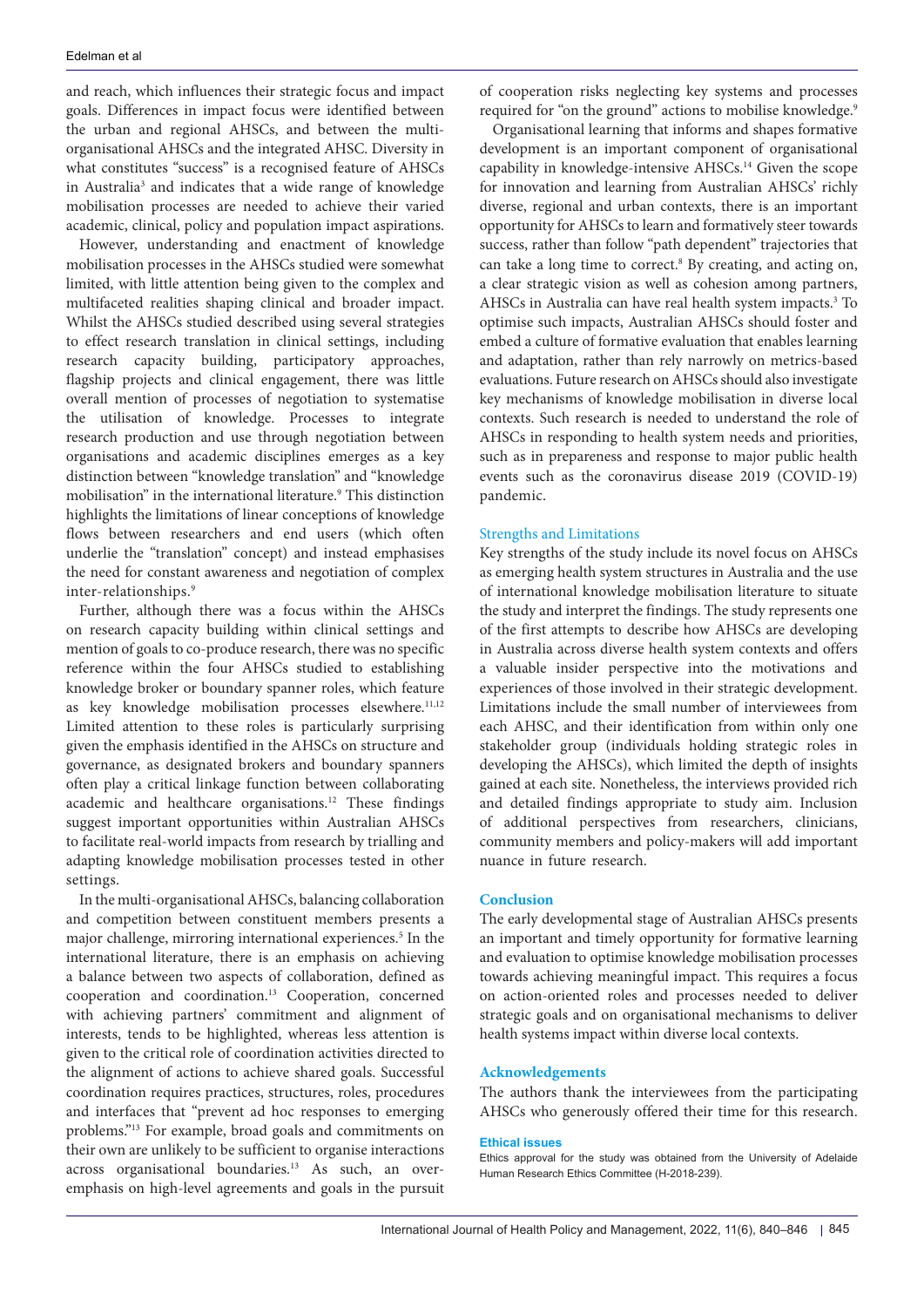and reach, which influences their strategic focus and impact goals. Differences in impact focus were identified between the urban and regional AHSCs, and between the multi-organisational AHSCs and the integrated AHSC. Diversity in what constitutes "success" is a recognised feature of AHSCs in Australia[3] and indicates that a wide range of knowledge mobilisation processes are needed to achieve their varied academic, clinical, policy and population impact aspirations.

However, understanding and enactment of knowledge mobilisation processes in the AHSCs studied were somewhat limited, with little attention being given to the complex and multifaceted realities shaping clinical and broader impact. Whilst the AHSCs studied described using several strategies to effect research translation in clinical settings, including research capacity building, participatory approaches, flagship projects and clinical engagement, there was little overall mention of processes of negotiation to systematise the utilisation of knowledge. Processes to integrate research production and use through negotiation between organisations and academic disciplines emerges as a key distinction between "knowledge translation" and "knowledge mobilisation" in the international literature.[9] This distinction highlights the limitations of linear conceptions of knowledge flows between researchers and end users (which often underlie the "translation" concept) and instead emphasises the need for constant awareness and negotiation of complex inter-relationships.[9]

Further, although there was a focus within the AHSCs on research capacity building within clinical settings and mention of goals to co-produce research, there was no specific reference within the four AHSCs studied to establishing knowledge broker or boundary spanner roles, which feature as key knowledge mobilisation processes elsewhere.[11,12] Limited attention to these roles is particularly surprising given the emphasis identified in the AHSCs on structure and governance, as designated brokers and boundary spanners often play a critical linkage function between collaborating academic and healthcare organisations.[12] These findings suggest important opportunities within Australian AHSCs to facilitate real-world impacts from research by trialling and adapting knowledge mobilisation processes tested in other settings.

In the multi-organisational AHSCs, balancing collaboration and competition between constituent members presents a major challenge, mirroring international experiences.[5] In the international literature, there is an emphasis on achieving a balance between two aspects of collaboration, defined as cooperation and coordination.[13] Cooperation, concerned with achieving partners' commitment and alignment of interests, tends to be highlighted, whereas less attention is given to the critical role of coordination activities directed to the alignment of actions to achieve shared goals. Successful coordination requires practices, structures, roles, procedures and interfaces that "prevent ad hoc responses to emerging problems."[13] For example, broad goals and commitments on their own are unlikely to be sufficient to organise interactions across organisational boundaries.[13] As such, an over-emphasis on high-level agreements and goals in the pursuit of cooperation risks neglecting key systems and processes required for "on the ground" actions to mobilise knowledge.[9]

Organisational learning that informs and shapes formative development is an important component of organisational capability in knowledge-intensive AHSCs.[14] Given the scope for innovation and learning from Australian AHSCs' richly diverse, regional and urban contexts, there is an important opportunity for AHSCs to learn and formatively steer towards success, rather than follow "path dependent" trajectories that can take a long time to correct.[8] By creating, and acting on, a clear strategic vision as well as cohesion among partners, AHSCs in Australia can have real health system impacts.[3] To optimise such impacts, Australian AHSCs should foster and embed a culture of formative evaluation that enables learning and adaptation, rather than rely narrowly on metrics-based evaluations. Future research on AHSCs should also investigate key mechanisms of knowledge mobilisation in diverse local contexts. Such research is needed to understand the role of AHSCs in responding to health system needs and priorities, such as in prepareness and response to major public health events such as the coronavirus disease 2019 (COVID-19) pandemic.

### Strengths and Limitations

Key strengths of the study include its novel focus on AHSCs as emerging health system structures in Australia and the use of international knowledge mobilisation literature to situate the study and interpret the findings. The study represents one of the first attempts to describe how AHSCs are developing in Australia across diverse health system contexts and offers a valuable insider perspective into the motivations and experiences of those involved in their strategic development. Limitations include the small number of interviewees from each AHSC, and their identification from within only one stakeholder group (individuals holding strategic roles in developing the AHSCs), which limited the depth of insights gained at each site. Nonetheless, the interviews provided rich and detailed findings appropriate to study aim. Inclusion of additional perspectives from researchers, clinicians, community members and policy-makers will add important nuance in future research.

## Conclusion

The early developmental stage of Australian AHSCs presents an important and timely opportunity for formative learning and evaluation to optimise knowledge mobilisation processes towards achieving meaningful impact. This requires a focus on action-oriented roles and processes needed to deliver strategic goals and on organisational mechanisms to deliver health systems impact within diverse local contexts.

## Acknowledgements

The authors thank the interviewees from the participating AHSCs who generously offered their time for this research.

#### Ethical issues

Ethics approval for the study was obtained from the University of Adelaide Human Research Ethics Committee (H-2018-239).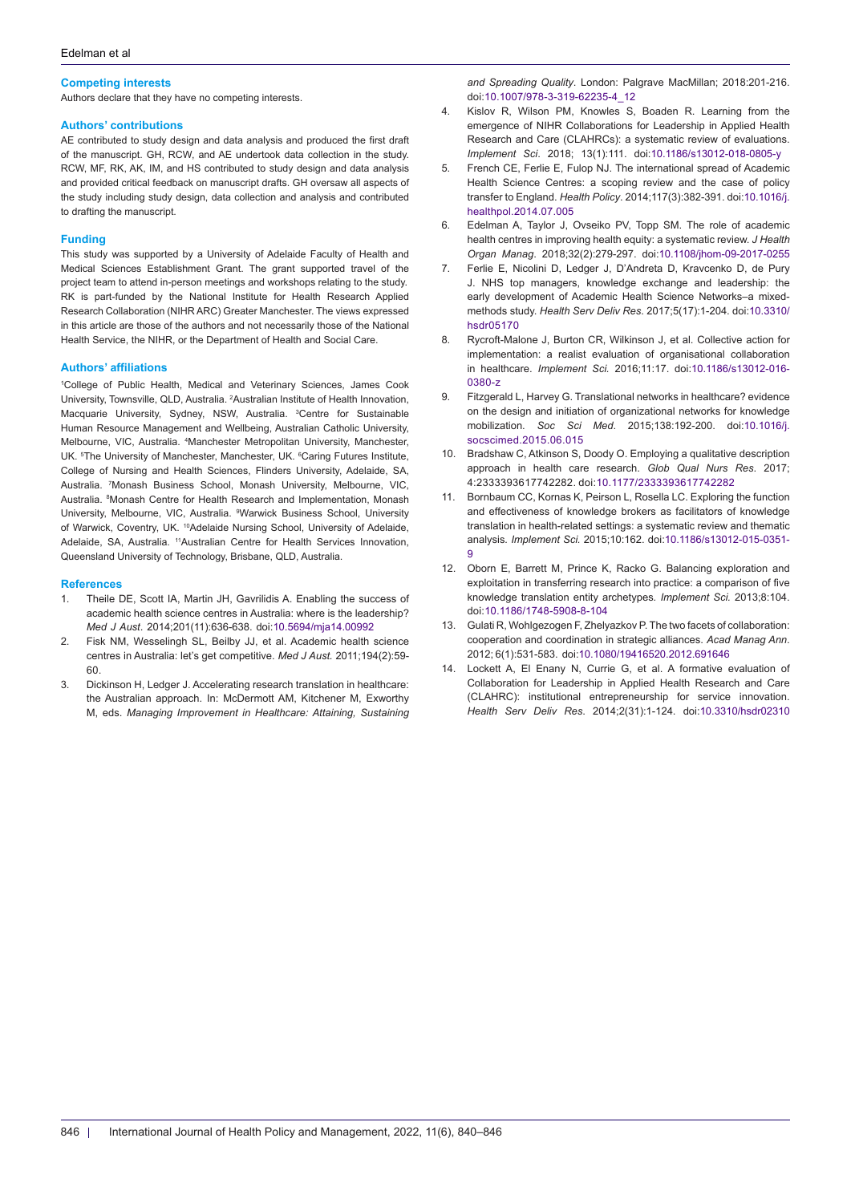## Competing interests

Authors declare that they have no competing interests.

## Authors' contributions

AE contributed to study design and data analysis and produced the first draft of the manuscript. GH, RCW, and AE undertook data collection in the study. RCW, MF, RK, AK, IM, and HS contributed to study design and data analysis and provided critical feedback on manuscript drafts. GH oversaw all aspects of the study including study design, data collection and analysis and contributed to drafting the manuscript.

## Funding

This study was supported by a University of Adelaide Faculty of Health and Medical Sciences Establishment Grant. The grant supported travel of the project team to attend in-person meetings and workshops relating to the study. RK is part-funded by the National Institute for Health Research Applied Research Collaboration (NIHR ARC) Greater Manchester. The views expressed in this article are those of the authors and not necessarily those of the National Health Service, the NIHR, or the Department of Health and Social Care.

## Authors' affiliations

[1]College of Public Health, Medical and Veterinary Sciences, James Cook University, Townsville, QLD, Australia. [2]Australian Institute of Health Innovation, Macquarie University, Sydney, NSW, Australia. [3]Centre for Sustainable Human Resource Management and Wellbeing, Australian Catholic University, Melbourne, VIC, Australia. [4]Manchester Metropolitan University, Manchester, UK. [5]The University of Manchester, Manchester, UK. [6]Caring Futures Institute, College of Nursing and Health Sciences, Flinders University, Adelaide, SA, Australia. [7]Monash Business School, Monash University, Melbourne, VIC, Australia. [8]Monash Centre for Health Research and Implementation, Monash University, Melbourne, VIC, Australia. [9]Warwick Business School, University of Warwick, Coventry, UK. [10]Adelaide Nursing School, University of Adelaide, Adelaide, SA, Australia. [11]Australian Centre for Health Services Innovation, Queensland University of Technology, Brisbane, QLD, Australia.

## References

1. Theile DE, Scott IA, Martin JH, Gavrilidis A. Enabling the success of academic health science centres in Australia: where is the leadership? *Med J Aust*. 2014;201(11):636-638. doi:10.5694/mja14.00992
2. Fisk NM, Wesselingh SL, Beilby JJ, et al. Academic health science centres in Australia: let's get competitive. *Med J Aust.* 2011;194(2):59-60.
3. Dickinson H, Ledger J. Accelerating research translation in healthcare: the Australian approach. In: McDermott AM, Kitchener M, Exworthy M, eds. *Managing Improvement in Healthcare: Attaining, Sustaining and Spreading Quality*. London: Palgrave MacMillan; 2018:201-216. doi:10.1007/978-3-319-62235-4_12
4. Kislov R, Wilson PM, Knowles S, Boaden R. Learning from the emergence of NIHR Collaborations for Leadership in Applied Health Research and Care (CLAHRCs): a systematic review of evaluations. *Implement Sci*. 2018; 13(1):111. doi:10.1186/s13012-018-0805-y
5. French CE, Ferlie E, Fulop NJ. The international spread of Academic Health Science Centres: a scoping review and the case of policy transfer to England. *Health Policy*. 2014;117(3):382-391. doi:10.1016/j.healthpol.2014.07.005
6. Edelman A, Taylor J, Ovseiko PV, Topp SM. The role of academic health centres in improving health equity: a systematic review. *J Health Organ Manag*. 2018;32(2):279-297. doi:10.1108/jhom-09-2017-0255
7. Ferlie E, Nicolini D, Ledger J, D'Andreta D, Kravcenko D, de Pury J. NHS top managers, knowledge exchange and leadership: the early development of Academic Health Science Networks–a mixed-methods study. *Health Serv Deliv Res*. 2017;5(17):1-204. doi:10.3310/hsdr05170
8. Rycroft-Malone J, Burton CR, Wilkinson J, et al. Collective action for implementation: a realist evaluation of organisational collaboration in healthcare. *Implement Sci.* 2016;11:17. doi:10.1186/s13012-016-0380-z
9. Fitzgerald L, Harvey G. Translational networks in healthcare? evidence on the design and initiation of organizational networks for knowledge mobilization. *Soc Sci Med*. 2015;138:192-200. doi:10.1016/j.socscimed.2015.06.015
10. Bradshaw C, Atkinson S, Doody O. Employing a qualitative description approach in health care research. *Glob Qual Nurs Res*. 2017; 4:2333393617742282. doi:10.1177/2333393617742282
11. Bornbaum CC, Kornas K, Peirson L, Rosella LC. Exploring the function and effectiveness of knowledge brokers as facilitators of knowledge translation in health-related settings: a systematic review and thematic analysis. *Implement Sci.* 2015;10:162. doi:10.1186/s13012-015-0351-9
12. Oborn E, Barrett M, Prince K, Racko G. Balancing exploration and exploitation in transferring research into practice: a comparison of five knowledge translation entity archetypes. *Implement Sci.* 2013;8:104. doi:10.1186/1748-5908-8-104
13. Gulati R, Wohlgezogen F, Zhelyazkov P. The two facets of collaboration: cooperation and coordination in strategic alliances. *Acad Manag Ann.* 2012; 6(1):531-583. doi:10.1080/19416520.2012.691646
14. Lockett A, El Enany N, Currie G, et al. A formative evaluation of Collaboration for Leadership in Applied Health Research and Care (CLAHRC): institutional entrepreneurship for service innovation. *Health Serv Deliv Res*. 2014;2(31):1-124. doi:10.3310/hsdr02310